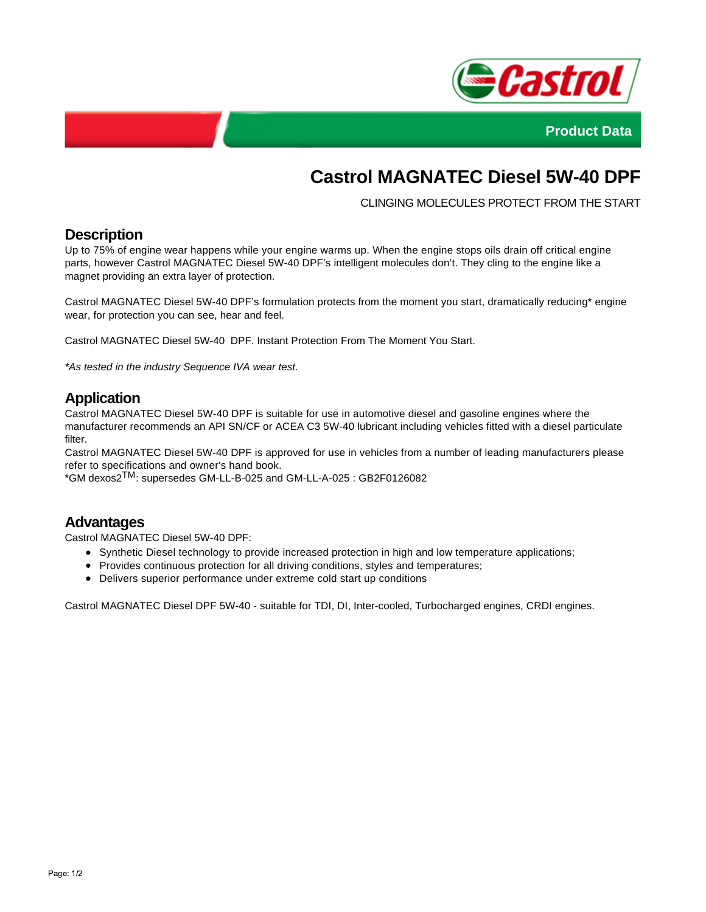Product Data

# Castrol MAGNATEC Diesel 5W-40 DPF

CLINGING MOLECULES PROTECT FROM THE START

## Description

Up to 75% of engine wear happens while your engine warms up. When the engine stops oils drain off critical engine parts, however Castrol MAGNATEC Diesel 5W-40 DPF's intelligent molecules don't. They cling to the engine like a magnet providing an extra layer of protection.

Castrol MAGNATEC Diesel 5W-40 DPF's formulation protects from the moment you start, dramatically reducing* engine wear, for protection you can see, hear and feel.

Castrol MAGNATEC Diesel 5W-40 DPF. Instant Protection From The Moment You Start.

*\*As tested in the industry Sequence IVA wear test.*

## Application

Castrol MAGNATEC Diesel 5W-40 DPF is suitable for use in automotive diesel and gasoline engines where the manufacturer recommends an API SN/CF or ACEA C3 5W-40 lubricant including vehicles fitted with a diesel particulate filter.
Castrol MAGNATEC Diesel 5W-40 DPF is approved for use in vehicles from a number of leading manufacturers please refer to specifications and owner's hand book.
*GM dexos2™: supersedes GM-LL-B-025 and GM-LL-A-025 : GB2F0126082

## Advantages

Castrol MAGNATEC Diesel 5W-40 DPF:

- Synthetic Diesel technology to provide increased protection in high and low temperature applications;
- Provides continuous protection for all driving conditions, styles and temperatures;
- Delivers superior performance under extreme cold start up conditions

Castrol MAGNATEC Diesel DPF 5W-40 - suitable for TDI, DI, Inter-cooled, Turbocharged engines, CRDI engines.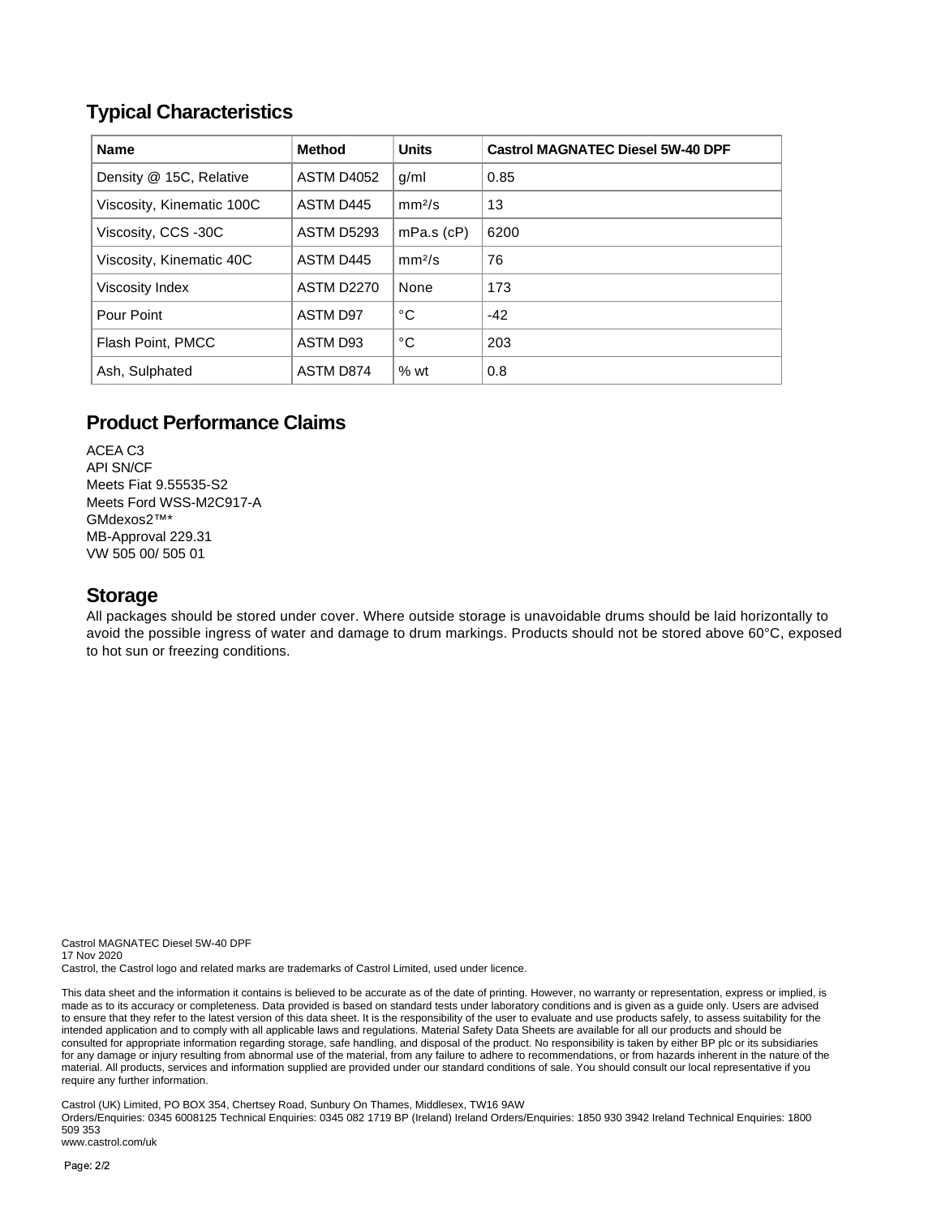## Typical Characteristics

| Name | Method | Units | Castrol MAGNATEC Diesel 5W-40 DPF |
|---|---|---|---|
| Density @ 15C, Relative | ASTM D4052 | g/ml | 0.85 |
| Viscosity, Kinematic 100C | ASTM D445 | $mm^2/s$ | 13 |
| Viscosity, CCS -30C | ASTM D5293 | mPa.s (cP) | 6200 |
| Viscosity, Kinematic 40C | ASTM D445 | $mm^2/s$ | 76 |
| Viscosity Index | ASTM D2270 | None | 173 |
| Pour Point | ASTM D97 | °C | -42 |
| Flash Point, PMCC | ASTM D93 | °C | 203 |
| Ash, Sulphated | ASTM D874 | % wt | 0.8 |

## Product Performance Claims

ACEA C3
API SN/CF
Meets Fiat 9.55535-S2
Meets Ford WSS-M2C917-A
GMdexos2™*
MB-Approval 229.31
VW 505 00/ 505 01

## Storage

All packages should be stored under cover. Where outside storage is unavoidable drums should be laid horizontally to avoid the possible ingress of water and damage to drum markings. Products should not be stored above 60°C, exposed to hot sun or freezing conditions.

Castrol MAGNATEC Diesel 5W-40 DPF
17 Nov 2020
Castrol, the Castrol logo and related marks are trademarks of Castrol Limited, used under licence.

This data sheet and the information it contains is believed to be accurate as of the date of printing. However, no warranty or representation, express or implied, is made as to its accuracy or completeness. Data provided is based on standard tests under laboratory conditions and is given as a guide only. Users are advised to ensure that they refer to the latest version of this data sheet. It is the responsibility of the user to evaluate and use products safely, to assess suitability for the intended application and to comply with all applicable laws and regulations. Material Safety Data Sheets are available for all our products and should be consulted for appropriate information regarding storage, safe handling, and disposal of the product. No responsibility is taken by either BP plc or its subsidiaries for any damage or injury resulting from abnormal use of the material, from any failure to adhere to recommendations, or from hazards inherent in the nature of the material. All products, services and information supplied are provided under our standard conditions of sale. You should consult our local representative if you require any further information.

Castrol (UK) Limited, PO BOX 354, Chertsey Road, Sunbury On Thames, Middlesex, TW16 9AW
Orders/Enquiries: 0345 6008125 Technical Enquiries: 0345 082 1719 BP (Ireland) Ireland Orders/Enquiries: 1850 930 3942 Ireland Technical Enquiries: 1800 509 353
www.castrol.com/uk